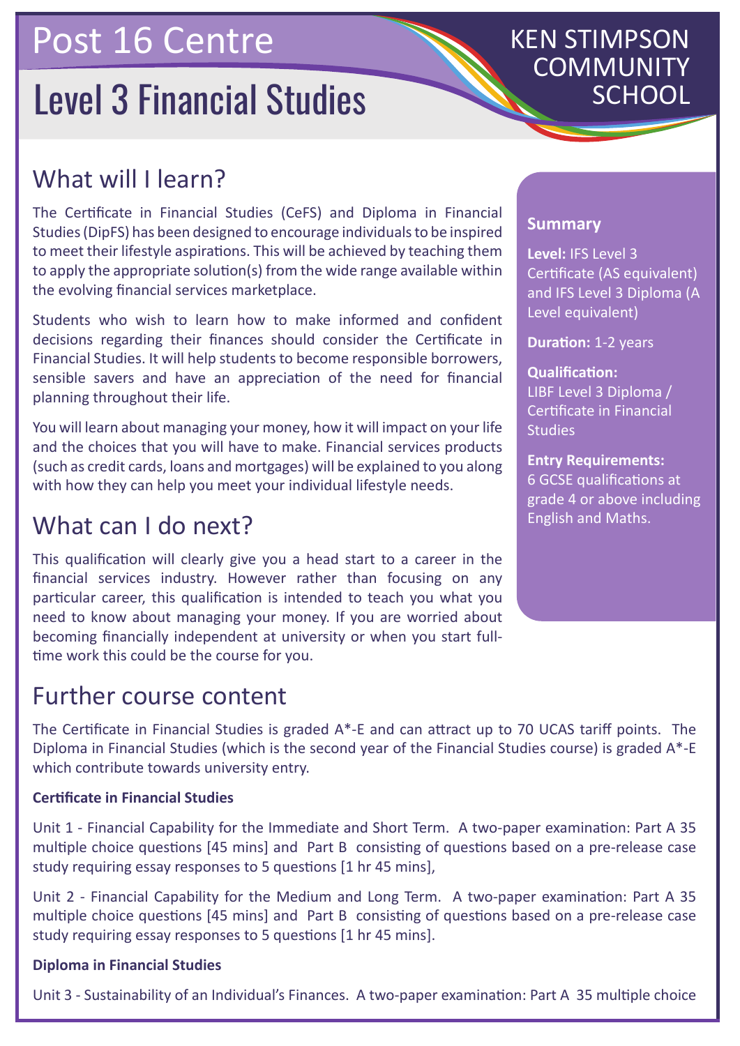Post 16 Centre

# Level 3 Financial Studies

KEN STIMPSON COMMUNITY SCHOOL

## What will I learn?

The Certificate in Financial Studies (CeFS) and Diploma in Financial Studies (DipFS) has been designed to encourage individuals to be inspired to meet their lifestyle aspirations. This will be achieved by teaching them to apply the appropriate solution(s) from the wide range available within the evolving financial services marketplace.

Students who wish to learn how to make informed and confident decisions regarding their finances should consider the Certificate in Financial Studies. It will help students to become responsible borrowers, sensible savers and have an appreciation of the need for financial planning throughout their life.

You will learn about managing your money, how it will impact on your life and the choices that you will have to make. Financial services products (such as credit cards, loans and mortgages) will be explained to you along with how they can help you meet your individual lifestyle needs.

## What can I do next?

This qualification will clearly give you a head start to a career in the financial services industry. However rather than focusing on any particular career, this qualification is intended to teach you what you need to know about managing your money. If you are worried about becoming financially independent at university or when you start full-time work this could be the course for you.

### Summary

**Level:** IFS Level 3 Certificate (AS equivalent) and IFS Level 3 Diploma (A Level equivalent)

**Duration:** 1-2 years

**Qualification:** LIBF Level 3 Diploma / Certificate in Financial Studies

**Entry Requirements:** 6 GCSE qualifications at grade 4 or above including English and Maths.

## Further course content

The Certificate in Financial Studies is graded A*-E and can attract up to 70 UCAS tariff points. The Diploma in Financial Studies (which is the second year of the Financial Studies course) is graded A*-E which contribute towards university entry.

**Certificate in Financial Studies**

Unit 1 - Financial Capability for the Immediate and Short Term. A two-paper examination: Part A 35 multiple choice questions [45 mins] and Part B consisting of questions based on a pre-release case study requiring essay responses to 5 questions [1 hr 45 mins],

Unit 2 - Financial Capability for the Medium and Long Term. A two-paper examination: Part A 35 multiple choice questions [45 mins] and Part B consisting of questions based on a pre-release case study requiring essay responses to 5 questions [1 hr 45 mins].

**Diploma in Financial Studies**

Unit 3 - Sustainability of an Individual's Finances. A two-paper examination: Part A 35 multiple choice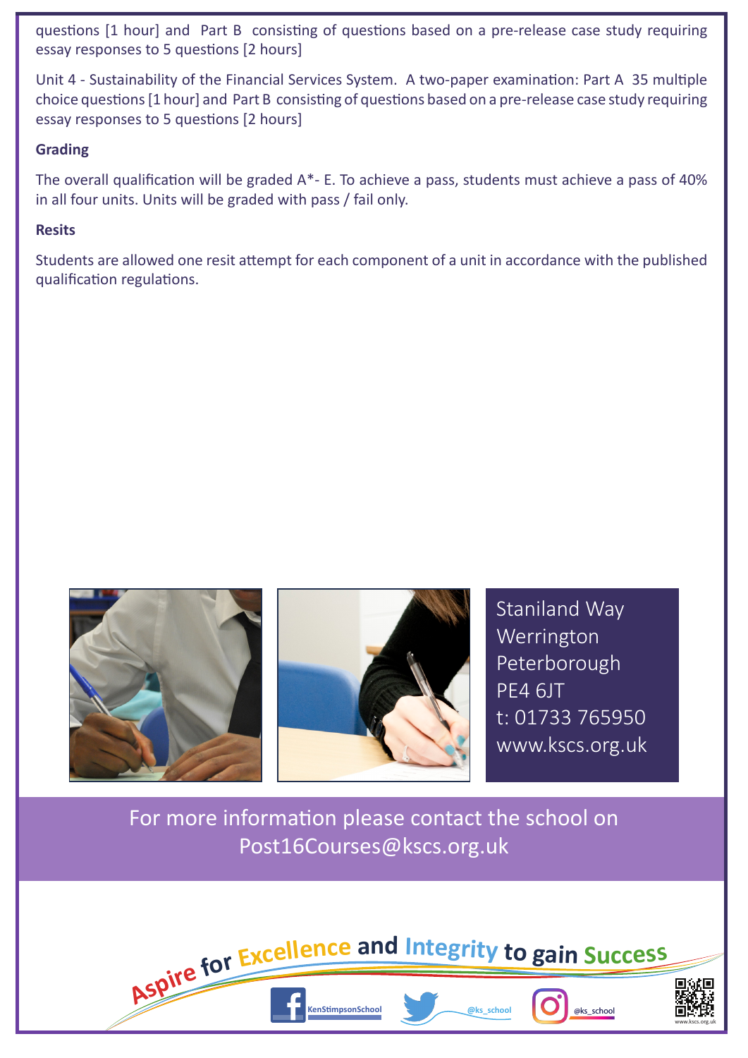questions [1 hour] and Part B consisting of questions based on a pre-release case study requiring essay responses to 5 questions [2 hours]

Unit 4 - Sustainability of the Financial Services System. A two-paper examination: Part A 35 multiple choice questions [1 hour] and Part B consisting of questions based on a pre-release case study requiring essay responses to 5 questions [2 hours]

**Grading**

The overall qualification will be graded A*- E. To achieve a pass, students must achieve a pass of 40% in all four units. Units will be graded with pass / fail only.

**Resits**

Students are allowed one resit attempt for each component of a unit in accordance with the published qualification regulations.

Staniland Way
Werrington
Peterborough
PE4 6JT
t: 01733 765950
www.kscs.org.uk

For more information please contact the school on Post16Courses@kscs.org.uk

Aspire for Excellence and Integrity to gain Success

KenStimpsonSchool @ks_school @ks_school

www.kscs.org.uk